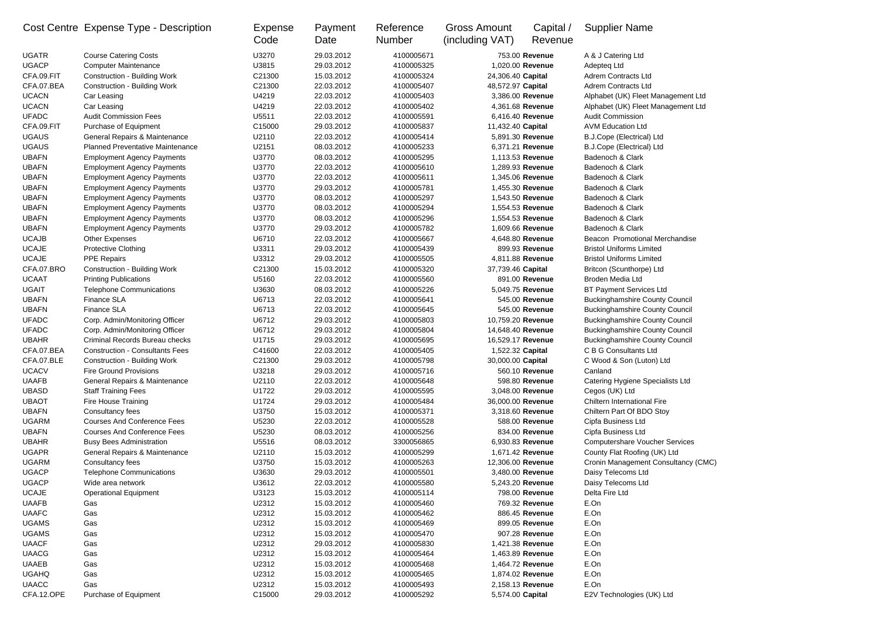| Cost Centre | Expense Type - Description | Expense Code | Payment Date | Reference Number | Gross Amount (including VAT) | Capital / Revenue | Supplier Name |
|---|---|---|---|---|---|---|---|
| UGATR | Course Catering Costs | U3270 | 29.03.2012 | 4100005671 | 753.00 | **Revenue** | A & J Catering Ltd |
| UGACP | Computer Maintenance | U3815 | 29.03.2012 | 4100005325 | 1,020.00 | **Revenue** | Adepteq Ltd |
| CFA.09.FIT | Construction - Building Work | C21300 | 15.03.2012 | 4100005324 | 24,306.40 | **Capital** | Adrem Contracts Ltd |
| CFA.07.BEA | Construction - Building Work | C21300 | 22.03.2012 | 4100005407 | 48,572.97 | **Capital** | Adrem Contracts Ltd |
| UCACN | Car Leasing | U4219 | 22.03.2012 | 4100005403 | 3,386.00 | **Revenue** | Alphabet (UK) Fleet Management Ltd |
| UCACN | Car Leasing | U4219 | 22.03.2012 | 4100005402 | 4,361.68 | **Revenue** | Alphabet (UK) Fleet Management Ltd |
| UFADC | Audit Commission Fees | U5511 | 22.03.2012 | 4100005591 | 6,416.40 | **Revenue** | Audit Commission |
| CFA.09.FIT | Purchase of Equipment | C15000 | 29.03.2012 | 4100005837 | 11,432.40 | **Capital** | AVM Education Ltd |
| UGAUS | General Repairs & Maintenance | U2110 | 22.03.2012 | 4100005414 | 5,891.30 | **Revenue** | B.J.Cope (Electrical) Ltd |
| UGAUS | Planned Preventative Maintenance | U2151 | 08.03.2012 | 4100005233 | 6,371.21 | **Revenue** | B.J.Cope (Electrical) Ltd |
| UBAFN | Employment Agency Payments | U3770 | 08.03.2012 | 4100005295 | 1,113.53 | **Revenue** | Badenoch & Clark |
| UBAFN | Employment Agency Payments | U3770 | 22.03.2012 | 4100005610 | 1,289.93 | **Revenue** | Badenoch & Clark |
| UBAFN | Employment Agency Payments | U3770 | 22.03.2012 | 4100005611 | 1,345.06 | **Revenue** | Badenoch & Clark |
| UBAFN | Employment Agency Payments | U3770 | 29.03.2012 | 4100005781 | 1,455.30 | **Revenue** | Badenoch & Clark |
| UBAFN | Employment Agency Payments | U3770 | 08.03.2012 | 4100005297 | 1,543.50 | **Revenue** | Badenoch & Clark |
| UBAFN | Employment Agency Payments | U3770 | 08.03.2012 | 4100005294 | 1,554.53 | **Revenue** | Badenoch & Clark |
| UBAFN | Employment Agency Payments | U3770 | 08.03.2012 | 4100005296 | 1,554.53 | **Revenue** | Badenoch & Clark |
| UBAFN | Employment Agency Payments | U3770 | 29.03.2012 | 4100005782 | 1,609.66 | **Revenue** | Badenoch & Clark |
| UCAJB | Other Expenses | U6710 | 22.03.2012 | 4100005667 | 4,648.80 | **Revenue** | Beacon Promotional Merchandise |
| UCAJE | Protective Clothing | U3311 | 29.03.2012 | 4100005439 | 899.93 | **Revenue** | Bristol Uniforms Limited |
| UCAJE | PPE Repairs | U3312 | 29.03.2012 | 4100005505 | 4,811.88 | **Revenue** | Bristol Uniforms Limited |
| CFA.07.BRO | Construction - Building Work | C21300 | 15.03.2012 | 4100005320 | 37,739.46 | **Capital** | Britcon (Scunthorpe) Ltd |
| UCAAT | Printing Publications | U5160 | 22.03.2012 | 4100005560 | 891.00 | **Revenue** | Broden Media Ltd |
| UGAIT | Telephone Communications | U3630 | 08.03.2012 | 4100005226 | 5,049.75 | **Revenue** | BT Payment Services Ltd |
| UBAFN | Finance SLA | U6713 | 22.03.2012 | 4100005641 | 545.00 | **Revenue** | Buckinghamshire County Council |
| UBAFN | Finance SLA | U6713 | 22.03.2012 | 4100005645 | 545.00 | **Revenue** | Buckinghamshire County Council |
| UFADC | Corp. Admin/Monitoring Officer | U6712 | 29.03.2012 | 4100005803 | 10,759.20 | **Revenue** | Buckinghamshire County Council |
| UFADC | Corp. Admin/Monitoring Officer | U6712 | 29.03.2012 | 4100005804 | 14,648.40 | **Revenue** | Buckinghamshire County Council |
| UBAHR | Criminal Records Bureau checks | U1715 | 29.03.2012 | 4100005695 | 16,529.17 | **Revenue** | Buckinghamshire County Council |
| CFA.07.BEA | Construction - Consultants Fees | C41600 | 22.03.2012 | 4100005405 | 1,522.32 | **Capital** | C B G Consultants Ltd |
| CFA.07.BLE | Construction - Building Work | C21300 | 29.03.2012 | 4100005798 | 30,000.00 | **Capital** | C Wood & Son (Luton) Ltd |
| UCACV | Fire Ground Provisions | U3218 | 29.03.2012 | 4100005716 | 560.10 | **Revenue** | Canland |
| UAAFB | General Repairs & Maintenance | U2110 | 22.03.2012 | 4100005648 | 598.80 | **Revenue** | Catering Hygiene Specialists Ltd |
| UBASD | Staff Training Fees | U1722 | 29.03.2012 | 4100005595 | 3,048.00 | **Revenue** | Cegos (UK) Ltd |
| UBAOT | Fire House Training | U1724 | 29.03.2012 | 4100005484 | 36,000.00 | **Revenue** | Chiltern International Fire |
| UBAFN | Consultancy fees | U3750 | 15.03.2012 | 4100005371 | 3,318.60 | **Revenue** | Chiltern Part Of BDO Stoy |
| UGARM | Courses And Conference Fees | U5230 | 22.03.2012 | 4100005528 | 588.00 | **Revenue** | Cipfa Business Ltd |
| UBAFN | Courses And Conference Fees | U5230 | 08.03.2012 | 4100005256 | 834.00 | **Revenue** | Cipfa Business Ltd |
| UBAHR | Busy Bees Administration | U5516 | 08.03.2012 | 3300056865 | 6,930.83 | **Revenue** | Computershare Voucher Services |
| UGAPR | General Repairs & Maintenance | U2110 | 15.03.2012 | 4100005299 | 1,671.42 | **Revenue** | County Flat Roofing (UK) Ltd |
| UGARM | Consultancy fees | U3750 | 15.03.2012 | 4100005263 | 12,306.00 | **Revenue** | Cronin Management Consultancy (CMC) |
| UGACP | Telephone Communications | U3630 | 29.03.2012 | 4100005501 | 3,480.00 | **Revenue** | Daisy Telecoms Ltd |
| UGACP | Wide area network | U3612 | 22.03.2012 | 4100005580 | 5,243.20 | **Revenue** | Daisy Telecoms Ltd |
| UCAJE | Operational Equipment | U3123 | 15.03.2012 | 4100005114 | 798.00 | **Revenue** | Delta Fire Ltd |
| UAAFB | Gas | U2312 | 15.03.2012 | 4100005460 | 769.32 | **Revenue** | E.On |
| UAAFC | Gas | U2312 | 15.03.2012 | 4100005462 | 886.45 | **Revenue** | E.On |
| UGAMS | Gas | U2312 | 15.03.2012 | 4100005469 | 899.05 | **Revenue** | E.On |
| UGAMS | Gas | U2312 | 15.03.2012 | 4100005470 | 907.28 | **Revenue** | E.On |
| UAACF | Gas | U2312 | 29.03.2012 | 4100005830 | 1,421.38 | **Revenue** | E.On |
| UAACG | Gas | U2312 | 15.03.2012 | 4100005464 | 1,463.89 | **Revenue** | E.On |
| UAAEB | Gas | U2312 | 15.03.2012 | 4100005468 | 1,464.72 | **Revenue** | E.On |
| UGAHQ | Gas | U2312 | 15.03.2012 | 4100005465 | 1,874.02 | **Revenue** | E.On |
| UAACC | Gas | U2312 | 15.03.2012 | 4100005493 | 2,158.13 | **Revenue** | E.On |
| CFA.12.OPE | Purchase of Equipment | C15000 | 29.03.2012 | 4100005292 | 5,574.00 | **Capital** | E2V Technologies (UK) Ltd |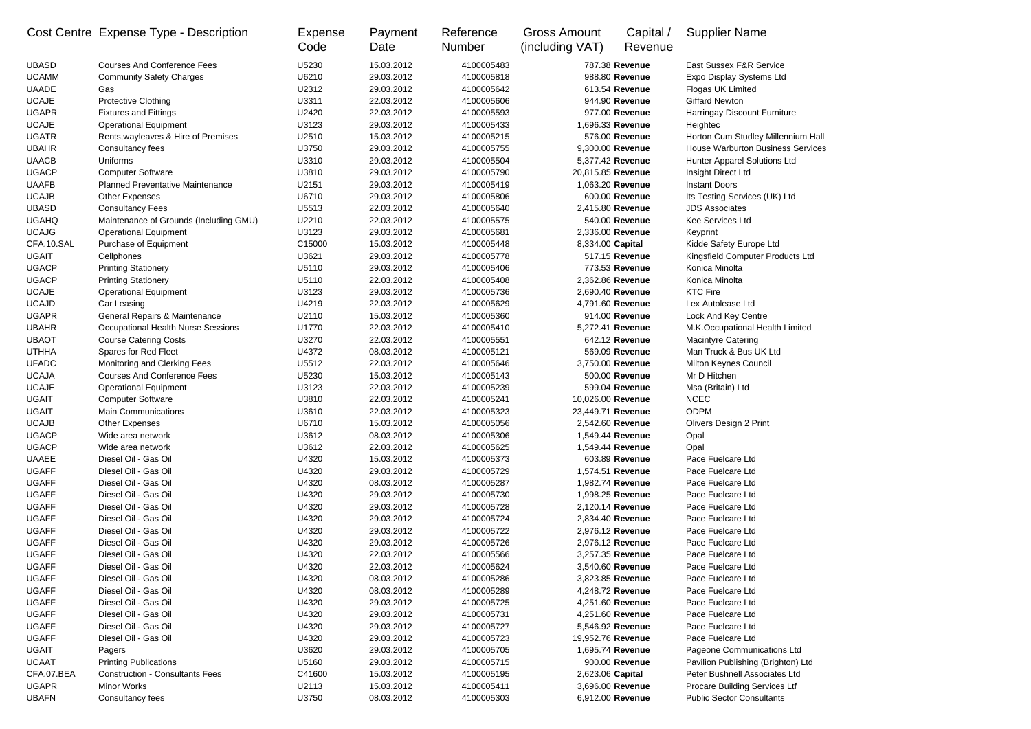| Cost Centre | Expense Type - Description | Expense Code | Payment Date | Reference Number | Gross Amount (including VAT) | Capital / Revenue | Supplier Name |
|---|---|---|---|---|---|---|---|
| UBASD | Courses And Conference Fees | U5230 | 15.03.2012 | 4100005483 | 787.38 | **Revenue** | East Sussex F&R Service |
| UCAMM | Community Safety Charges | U6210 | 29.03.2012 | 4100005818 | 988.80 | **Revenue** | Expo Display Systems Ltd |
| UAADE | Gas | U2312 | 29.03.2012 | 4100005642 | 613.54 | **Revenue** | Flogas UK Limited |
| UCAJE | Protective Clothing | U3311 | 22.03.2012 | 4100005606 | 944.90 | **Revenue** | Giffard Newton |
| UGAPR | Fixtures and Fittings | U2420 | 22.03.2012 | 4100005593 | 977.00 | **Revenue** | Harringay Discount Furniture |
| UCAJE | Operational Equipment | U3123 | 29.03.2012 | 4100005433 | 1,696.33 | **Revenue** | Heightec |
| UGATR | Rents,wayleaves & Hire of Premises | U2510 | 15.03.2012 | 4100005215 | 576.00 | **Revenue** | Horton Cum Studley Millennium Hall |
| UBAHR | Consultancy fees | U3750 | 29.03.2012 | 4100005755 | 9,300.00 | **Revenue** | House Warburton Business Services |
| UAACB | Uniforms | U3310 | 29.03.2012 | 4100005504 | 5,377.42 | **Revenue** | Hunter Apparel Solutions Ltd |
| UGACP | Computer Software | U3810 | 29.03.2012 | 4100005790 | 20,815.85 | **Revenue** | Insight Direct Ltd |
| UAAFB | Planned Preventative Maintenance | U2151 | 29.03.2012 | 4100005419 | 1,063.20 | **Revenue** | Instant Doors |
| UCAJB | Other Expenses | U6710 | 29.03.2012 | 4100005806 | 600.00 | **Revenue** | Its Testing Services (UK) Ltd |
| UBASD | Consultancy Fees | U5513 | 22.03.2012 | 4100005640 | 2,415.80 | **Revenue** | JDS Associates |
| UGAHQ | Maintenance of Grounds (Including GMU) | U2210 | 22.03.2012 | 4100005575 | 540.00 | **Revenue** | Kee Services Ltd |
| UCAJG | Operational Equipment | U3123 | 29.03.2012 | 4100005681 | 2,336.00 | **Revenue** | Keyprint |
| CFA.10.SAL | Purchase of Equipment | C15000 | 15.03.2012 | 4100005448 | 8,334.00 | **Capital** | Kidde Safety Europe Ltd |
| UGAIT | Cellphones | U3621 | 29.03.2012 | 4100005778 | 517.15 | **Revenue** | Kingsfield Computer Products Ltd |
| UGACP | Printing Stationery | U5110 | 29.03.2012 | 4100005406 | 773.53 | **Revenue** | Konica Minolta |
| UGACP | Printing Stationery | U5110 | 22.03.2012 | 4100005408 | 2,362.86 | **Revenue** | Konica Minolta |
| UCAJE | Operational Equipment | U3123 | 29.03.2012 | 4100005736 | 2,690.40 | **Revenue** | KTC Fire |
| UCAJD | Car Leasing | U4219 | 22.03.2012 | 4100005629 | 4,791.60 | **Revenue** | Lex Autolease Ltd |
| UGAPR | General Repairs & Maintenance | U2110 | 15.03.2012 | 4100005360 | 914.00 | **Revenue** | Lock And Key Centre |
| UBAHR | Occupational Health Nurse Sessions | U1770 | 22.03.2012 | 4100005410 | 5,272.41 | **Revenue** | M.K.Occupational Health Limited |
| UBAOT | Course Catering Costs | U3270 | 22.03.2012 | 4100005551 | 642.12 | **Revenue** | Macintyre Catering |
| UTHHA | Spares for Red Fleet | U4372 | 08.03.2012 | 4100005121 | 569.09 | **Revenue** | Man Truck & Bus UK Ltd |
| UFADC | Monitoring and Clerking Fees | U5512 | 22.03.2012 | 4100005646 | 3,750.00 | **Revenue** | Milton Keynes Council |
| UCAJA | Courses And Conference Fees | U5230 | 15.03.2012 | 4100005143 | 500.00 | **Revenue** | Mr D Hitchen |
| UCAJE | Operational Equipment | U3123 | 22.03.2012 | 4100005239 | 599.04 | **Revenue** | Msa (Britain) Ltd |
| UGAIT | Computer Software | U3810 | 22.03.2012 | 4100005241 | 10,026.00 | **Revenue** | NCEC |
| UGAIT | Main Communications | U3610 | 22.03.2012 | 4100005323 | 23,449.71 | **Revenue** | ODPM |
| UCAJB | Other Expenses | U6710 | 15.03.2012 | 4100005056 | 2,542.60 | **Revenue** | Olivers Design 2 Print |
| UGACP | Wide area network | U3612 | 08.03.2012 | 4100005306 | 1,549.44 | **Revenue** | Opal |
| UGACP | Wide area network | U3612 | 22.03.2012 | 4100005625 | 1,549.44 | **Revenue** | Opal |
| UAAEE | Diesel Oil - Gas Oil | U4320 | 15.03.2012 | 4100005373 | 603.89 | **Revenue** | Pace Fuelcare Ltd |
| UGAFF | Diesel Oil - Gas Oil | U4320 | 29.03.2012 | 4100005729 | 1,574.51 | **Revenue** | Pace Fuelcare Ltd |
| UGAFF | Diesel Oil - Gas Oil | U4320 | 08.03.2012 | 4100005287 | 1,982.74 | **Revenue** | Pace Fuelcare Ltd |
| UGAFF | Diesel Oil - Gas Oil | U4320 | 29.03.2012 | 4100005730 | 1,998.25 | **Revenue** | Pace Fuelcare Ltd |
| UGAFF | Diesel Oil - Gas Oil | U4320 | 29.03.2012 | 4100005728 | 2,120.14 | **Revenue** | Pace Fuelcare Ltd |
| UGAFF | Diesel Oil - Gas Oil | U4320 | 29.03.2012 | 4100005724 | 2,834.40 | **Revenue** | Pace Fuelcare Ltd |
| UGAFF | Diesel Oil - Gas Oil | U4320 | 29.03.2012 | 4100005722 | 2,976.12 | **Revenue** | Pace Fuelcare Ltd |
| UGAFF | Diesel Oil - Gas Oil | U4320 | 29.03.2012 | 4100005726 | 2,976.12 | **Revenue** | Pace Fuelcare Ltd |
| UGAFF | Diesel Oil - Gas Oil | U4320 | 22.03.2012 | 4100005566 | 3,257.35 | **Revenue** | Pace Fuelcare Ltd |
| UGAFF | Diesel Oil - Gas Oil | U4320 | 22.03.2012 | 4100005624 | 3,540.60 | **Revenue** | Pace Fuelcare Ltd |
| UGAFF | Diesel Oil - Gas Oil | U4320 | 08.03.2012 | 4100005286 | 3,823.85 | **Revenue** | Pace Fuelcare Ltd |
| UGAFF | Diesel Oil - Gas Oil | U4320 | 08.03.2012 | 4100005289 | 4,248.72 | **Revenue** | Pace Fuelcare Ltd |
| UGAFF | Diesel Oil - Gas Oil | U4320 | 29.03.2012 | 4100005725 | 4,251.60 | **Revenue** | Pace Fuelcare Ltd |
| UGAFF | Diesel Oil - Gas Oil | U4320 | 29.03.2012 | 4100005731 | 4,251.60 | **Revenue** | Pace Fuelcare Ltd |
| UGAFF | Diesel Oil - Gas Oil | U4320 | 29.03.2012 | 4100005727 | 5,546.92 | **Revenue** | Pace Fuelcare Ltd |
| UGAFF | Diesel Oil - Gas Oil | U4320 | 29.03.2012 | 4100005723 | 19,952.76 | **Revenue** | Pace Fuelcare Ltd |
| UGAIT | Pagers | U3620 | 29.03.2012 | 4100005705 | 1,695.74 | **Revenue** | Pageone Communications Ltd |
| UCAAT | Printing Publications | U5160 | 29.03.2012 | 4100005715 | 900.00 | **Revenue** | Pavilion Publishing (Brighton) Ltd |
| CFA.07.BEA | Construction - Consultants Fees | C41600 | 15.03.2012 | 4100005195 | 2,623.06 | **Capital** | Peter Bushnell Associates Ltd |
| UGAPR | Minor Works | U2113 | 15.03.2012 | 4100005411 | 3,696.00 | **Revenue** | Procare Building Services Ltf |
| UBAFN | Consultancy fees | U3750 | 08.03.2012 | 4100005303 | 6,912.00 | **Revenue** | Public Sector Consultants |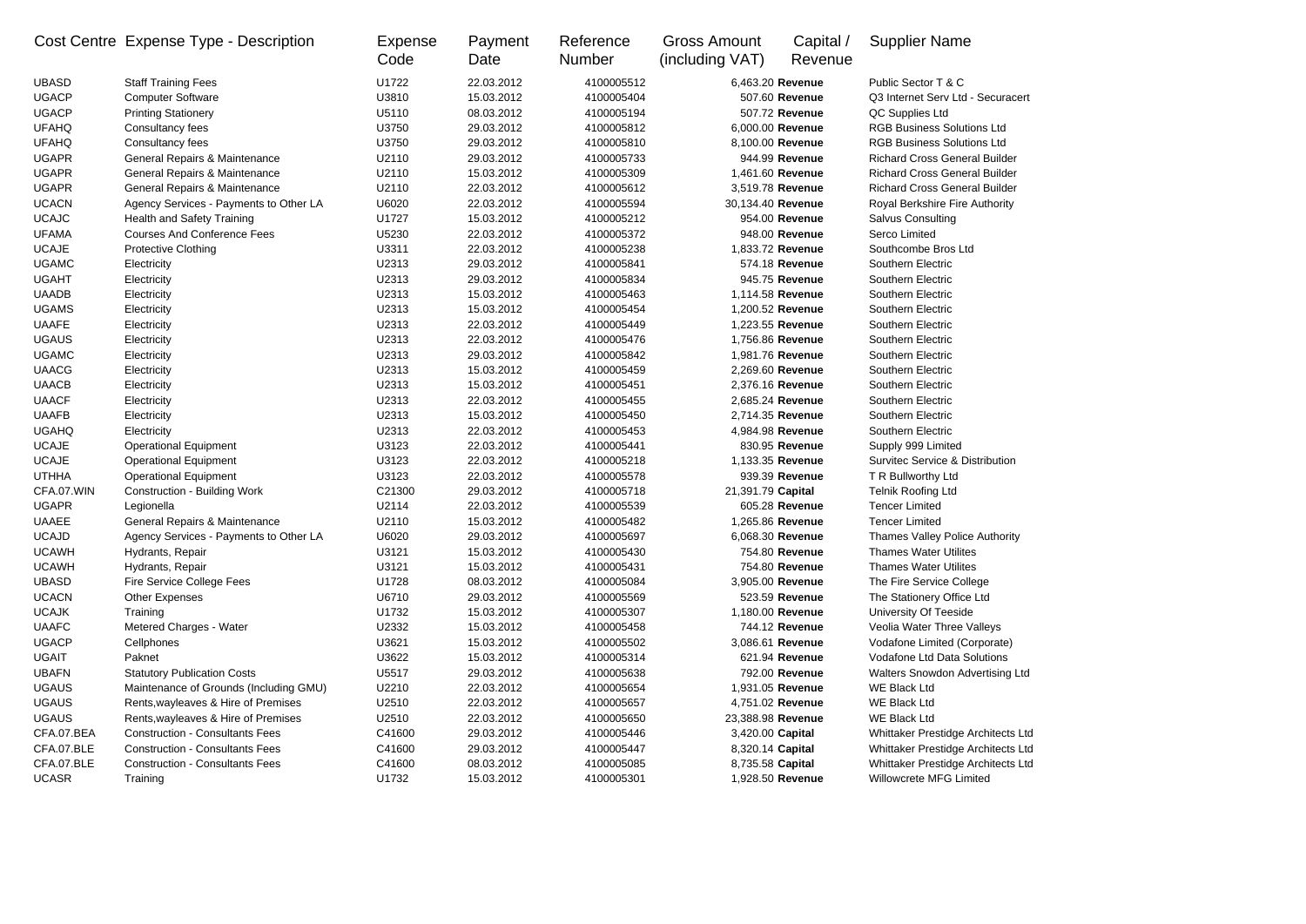| Cost Centre | Expense Type - Description | Expense Code | Payment Date | Reference Number | Gross Amount (including VAT) | Capital / Revenue | Supplier Name |
|---|---|---|---|---|---|---|---|
| UBASD | Staff Training Fees | U1722 | 22.03.2012 | 4100005512 | 6,463.20 | **Revenue** | Public Sector T & C |
| UGACP | Computer Software | U3810 | 15.03.2012 | 4100005404 | 507.60 | **Revenue** | Q3 Internet Serv Ltd - Securacert |
| UGACP | Printing Stationery | U5110 | 08.03.2012 | 4100005194 | 507.72 | **Revenue** | QC Supplies Ltd |
| UFAHQ | Consultancy fees | U3750 | 29.03.2012 | 4100005812 | 6,000.00 | **Revenue** | RGB Business Solutions Ltd |
| UFAHQ | Consultancy fees | U3750 | 29.03.2012 | 4100005810 | 8,100.00 | **Revenue** | RGB Business Solutions Ltd |
| UGAPR | General Repairs & Maintenance | U2110 | 29.03.2012 | 4100005733 | 944.99 | **Revenue** | Richard Cross General Builder |
| UGAPR | General Repairs & Maintenance | U2110 | 15.03.2012 | 4100005309 | 1,461.60 | **Revenue** | Richard Cross General Builder |
| UGAPR | General Repairs & Maintenance | U2110 | 22.03.2012 | 4100005612 | 3,519.78 | **Revenue** | Richard Cross General Builder |
| UCACN | Agency Services - Payments to Other LA | U6020 | 22.03.2012 | 4100005594 | 30,134.40 | **Revenue** | Royal Berkshire Fire Authority |
| UCAJC | Health and Safety Training | U1727 | 15.03.2012 | 4100005212 | 954.00 | **Revenue** | Salvus Consulting |
| UFAMA | Courses And Conference Fees | U5230 | 22.03.2012 | 4100005372 | 948.00 | **Revenue** | Serco Limited |
| UCAJE | Protective Clothing | U3311 | 22.03.2012 | 4100005238 | 1,833.72 | **Revenue** | Southcombe Bros Ltd |
| UGAMC | Electricity | U2313 | 29.03.2012 | 4100005841 | 574.18 | **Revenue** | Southern Electric |
| UGAHT | Electricity | U2313 | 29.03.2012 | 4100005834 | 945.75 | **Revenue** | Southern Electric |
| UAADB | Electricity | U2313 | 15.03.2012 | 4100005463 | 1,114.58 | **Revenue** | Southern Electric |
| UGAMS | Electricity | U2313 | 15.03.2012 | 4100005454 | 1,200.52 | **Revenue** | Southern Electric |
| UAAFE | Electricity | U2313 | 22.03.2012 | 4100005449 | 1,223.55 | **Revenue** | Southern Electric |
| UGAUS | Electricity | U2313 | 22.03.2012 | 4100005476 | 1,756.86 | **Revenue** | Southern Electric |
| UGAMC | Electricity | U2313 | 29.03.2012 | 4100005842 | 1,981.76 | **Revenue** | Southern Electric |
| UAACG | Electricity | U2313 | 15.03.2012 | 4100005459 | 2,269.60 | **Revenue** | Southern Electric |
| UAACB | Electricity | U2313 | 15.03.2012 | 4100005451 | 2,376.16 | **Revenue** | Southern Electric |
| UAACF | Electricity | U2313 | 22.03.2012 | 4100005455 | 2,685.24 | **Revenue** | Southern Electric |
| UAAFB | Electricity | U2313 | 15.03.2012 | 4100005450 | 2,714.35 | **Revenue** | Southern Electric |
| UGAHQ | Electricity | U2313 | 22.03.2012 | 4100005453 | 4,984.98 | **Revenue** | Southern Electric |
| UCAJE | Operational Equipment | U3123 | 22.03.2012 | 4100005441 | 830.95 | **Revenue** | Supply 999 Limited |
| UCAJE | Operational Equipment | U3123 | 22.03.2012 | 4100005218 | 1,133.35 | **Revenue** | Survitec Service & Distribution |
| UTHHA | Operational Equipment | U3123 | 22.03.2012 | 4100005578 | 939.39 | **Revenue** | T R Bullworthy Ltd |
| CFA.07.WIN | Construction - Building Work | C21300 | 29.03.2012 | 4100005718 | 21,391.79 | **Capital** | Telnik Roofing Ltd |
| UGAPR | Legionella | U2114 | 22.03.2012 | 4100005539 | 605.28 | **Revenue** | Tencer Limited |
| UAAEE | General Repairs & Maintenance | U2110 | 15.03.2012 | 4100005482 | 1,265.86 | **Revenue** | Tencer Limited |
| UCAJD | Agency Services - Payments to Other LA | U6020 | 29.03.2012 | 4100005697 | 6,068.30 | **Revenue** | Thames Valley Police Authority |
| UCAWH | Hydrants, Repair | U3121 | 15.03.2012 | 4100005430 | 754.80 | **Revenue** | Thames Water Utilites |
| UCAWH | Hydrants, Repair | U3121 | 15.03.2012 | 4100005431 | 754.80 | **Revenue** | Thames Water Utilites |
| UBASD | Fire Service College Fees | U1728 | 08.03.2012 | 4100005084 | 3,905.00 | **Revenue** | The Fire Service College |
| UCACN | Other Expenses | U6710 | 29.03.2012 | 4100005569 | 523.59 | **Revenue** | The Stationery Office Ltd |
| UCAJK | Training | U1732 | 15.03.2012 | 4100005307 | 1,180.00 | **Revenue** | University Of Teeside |
| UAAFC | Metered Charges - Water | U2332 | 15.03.2012 | 4100005458 | 744.12 | **Revenue** | Veolia Water Three Valleys |
| UGACP | Cellphones | U3621 | 15.03.2012 | 4100005502 | 3,086.61 | **Revenue** | Vodafone Limited (Corporate) |
| UGAIT | Paknet | U3622 | 15.03.2012 | 4100005314 | 621.94 | **Revenue** | Vodafone Ltd Data Solutions |
| UBAFN | Statutory Publication Costs | U5517 | 29.03.2012 | 4100005638 | 792.00 | **Revenue** | Walters Snowdon Advertising Ltd |
| UGAUS | Maintenance of Grounds (Including GMU) | U2210 | 22.03.2012 | 4100005654 | 1,931.05 | **Revenue** | WE Black Ltd |
| UGAUS | Rents,wayleaves & Hire of Premises | U2510 | 22.03.2012 | 4100005657 | 4,751.02 | **Revenue** | WE Black Ltd |
| UGAUS | Rents,wayleaves & Hire of Premises | U2510 | 22.03.2012 | 4100005650 | 23,388.98 | **Revenue** | WE Black Ltd |
| CFA.07.BEA | Construction - Consultants Fees | C41600 | 29.03.2012 | 4100005446 | 3,420.00 | **Capital** | Whittaker Prestidge Architects Ltd |
| CFA.07.BLE | Construction - Consultants Fees | C41600 | 29.03.2012 | 4100005447 | 8,320.14 | **Capital** | Whittaker Prestidge Architects Ltd |
| CFA.07.BLE | Construction - Consultants Fees | C41600 | 08.03.2012 | 4100005085 | 8,735.58 | **Capital** | Whittaker Prestidge Architects Ltd |
| UCASR | Training | U1732 | 15.03.2012 | 4100005301 | 1,928.50 | **Revenue** | Willowcrete MFG Limited |